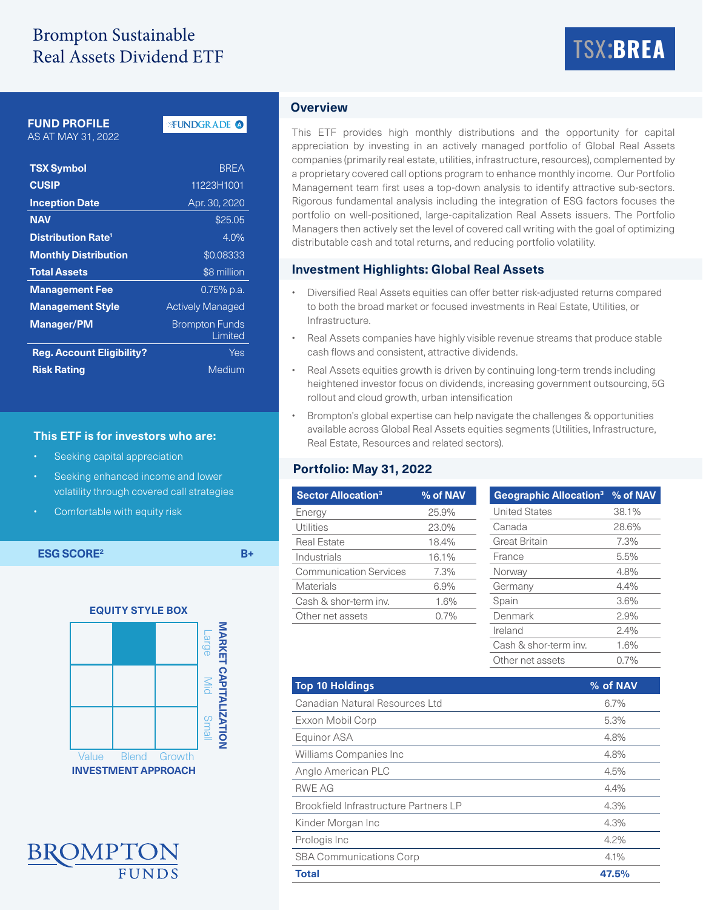# Brompton Sustainable Real Assets Dividend ETF

**TSX:BREA**

## FUND PROFILE
AS AT MAY 31, 2022

FUNDGRADE A

| | |
|---|---|
| **TSX Symbol** | BREA |
| **CUSIP** | 11223H1001 |
| **Inception Date** | Apr. 30, 2020 |
| **NAV** | $25.05 |
| **Distribution Rate**[1] | 4.0% |
| **Monthly Distribution** | $0.08333 |
| **Total Assets** | $8 million |
| **Management Fee** | 0.75% p.a. |
| **Management Style** | Actively Managed |
| **Manager/PM** | Brompton Funds Limited |
| **Reg. Account Eligibility?** | Yes |
| **Risk Rating** | Medium |

### This ETF is for investors who are:

- Seeking capital appreciation
- Seeking enhanced income and lower volatility through covered call strategies
- Comfortable with equity risk

**ESG SCORE**[2] **B+**

### EQUITY STYLE BOX

| | Value | Blend | Growth |
|---|---|---|---|
| Large | | ■ | |
| Mid | | | |
| Small | | | |

INVESTMENT APPROACH / MARKET CAPITALIZATION

## Overview

This ETF provides high monthly distributions and the opportunity for capital appreciation by investing in an actively managed portfolio of Global Real Assets companies (primarily real estate, utilities, infrastructure, resources), complemented by a proprietary covered call options program to enhance monthly income. Our Portfolio Management team first uses a top-down analysis to identify attractive sub-sectors. Rigorous fundamental analysis including the integration of ESG factors focuses the portfolio on well-positioned, large-capitalization Real Assets issuers. The Portfolio Managers then actively set the level of covered call writing with the goal of optimizing distributable cash and total returns, and reducing portfolio volatility.

## Investment Highlights: Global Real Assets

- Diversified Real Assets equities can offer better risk-adjusted returns compared to both the broad market or focused investments in Real Estate, Utilities, or Infrastructure.
- Real Assets companies have highly visible revenue streams that produce stable cash flows and consistent, attractive dividends.
- Real Assets equities growth is driven by continuing long-term trends including heightened investor focus on dividends, increasing government outsourcing, 5G rollout and cloud growth, urban intensification
- Brompton's global expertise can help navigate the challenges & opportunities available across Global Real Assets equities segments (Utilities, Infrastructure, Real Estate, Resources and related sectors).

## Portfolio: May 31, 2022

| Sector Allocation[3] | % of NAV |
|---|---|
| Energy | 25.9% |
| Utilities | 23.0% |
| Real Estate | 18.4% |
| Industrials | 16.1% |
| Communication Services | 7.3% |
| Materials | 6.9% |
| Cash & shor-term inv. | 1.6% |
| Other net assets | 0.7% |

| Geographic Allocation[3] | % of NAV |
|---|---|
| United States | 38.1% |
| Canada | 28.6% |
| Great Britain | 7.3% |
| France | 5.5% |
| Norway | 4.8% |
| Germany | 4.4% |
| Spain | 3.6% |
| Denmark | 2.9% |
| Ireland | 2.4% |
| Cash & shor-term inv. | 1.6% |
| Other net assets | 0.7% |

| Top 10 Holdings | % of NAV |
|---|---|
| Canadian Natural Resources Ltd | 6.7% |
| Exxon Mobil Corp | 5.3% |
| Equinor ASA | 4.8% |
| Williams Companies Inc | 4.8% |
| Anglo American PLC | 4.5% |
| RWE AG | 4.4% |
| Brookfield Infrastructure Partners LP | 4.3% |
| Kinder Morgan Inc | 4.3% |
| Prologis Inc | 4.2% |
| SBA Communications Corp | 4.1% |
| **Total** | **47.5%** |

BROMPTON FUNDS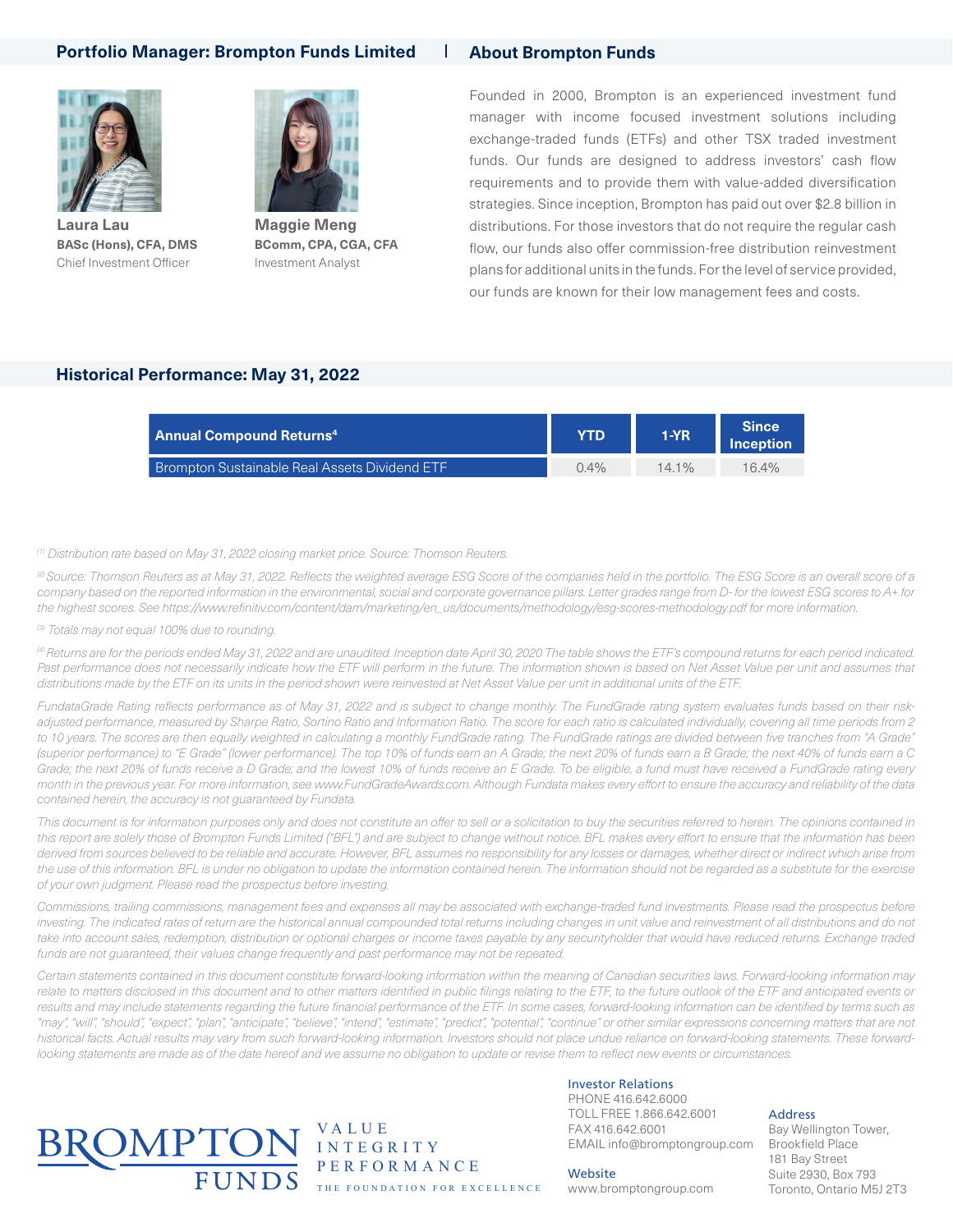## Portfolio Manager: Brompton Funds Limited

**Laura Lau**
**BASc (Hons), CFA, DMS**
Chief Investment Officer

**Maggie Meng**
**BComm, CPA, CGA, CFA**
Investment Analyst

## About Brompton Funds

Founded in 2000, Brompton is an experienced investment fund manager with income focused investment solutions including exchange-traded funds (ETFs) and other TSX traded investment funds. Our funds are designed to address investors' cash flow requirements and to provide them with value-added diversification strategies. Since inception, Brompton has paid out over $2.8 billion in distributions. For those investors that do not require the regular cash flow, our funds also offer commission-free distribution reinvestment plans for additional units in the funds. For the level of service provided, our funds are known for their low management fees and costs.

## Historical Performance: May 31, 2022

| Annual Compound Returns[4] | YTD | 1-YR | Since Inception |
|---|---|---|---|
| Brompton Sustainable Real Assets Dividend ETF | 0.4% | 14.1% | 16.4% |

*[1] Distribution rate based on May 31, 2022 closing market price. Source: Thomson Reuters.*

*[2] Source: Thomson Reuters as at May 31, 2022. Reflects the weighted average ESG Score of the companies held in the portfolio. The ESG Score is an overall score of a company based on the reported information in the environmental, social and corporate governance pillars. Letter grades range from D- for the lowest ESG scores to A+ for the highest scores. See https://www.refinitiv.com/content/dam/marketing/en_us/documents/methodology/esg-scores-methodology.pdf for more information.*

*[3] Totals may not equal 100% due to rounding.*

*[4] Returns are for the periods ended May 31, 2022 and are unaudited. Inception date April 30, 2020 The table shows the ETF's compound returns for each period indicated. Past performance does not necessarily indicate how the ETF will perform in the future. The information shown is based on Net Asset Value per unit and assumes that distributions made by the ETF on its units in the period shown were reinvested at Net Asset Value per unit in additional units of the ETF.*

*FundataGrade Rating reflects performance as of May 31, 2022 and is subject to change monthly. The FundGrade rating system evaluates funds based on their risk-adjusted performance, measured by Sharpe Ratio, Sortino Ratio and Information Ratio. The score for each ratio is calculated individually, covering all time periods from 2 to 10 years. The scores are then equally weighted in calculating a monthly FundGrade rating. The FundGrade ratings are divided between five tranches from "A Grade" (superior performance) to "E Grade" (lower performance). The top 10% of funds earn an A Grade; the next 20% of funds earn a B Grade; the next 40% of funds earn a C Grade; the next 20% of funds receive a D Grade; and the lowest 10% of funds receive an E Grade. To be eligible, a fund must have received a FundGrade rating every month in the previous year. For more information, see www.FundGradeAwards.com. Although Fundata makes every effort to ensure the accuracy and reliability of the data contained herein, the accuracy is not guaranteed by Fundata.*

*This document is for information purposes only and does not constitute an offer to sell or a solicitation to buy the securities referred to herein. The opinions contained in this report are solely those of Brompton Funds Limited ("BFL") and are subject to change without notice. BFL makes every effort to ensure that the information has been derived from sources believed to be reliable and accurate. However, BFL assumes no responsibility for any losses or damages, whether direct or indirect which arise from the use of this information. BFL is under no obligation to update the information contained herein. The information should not be regarded as a substitute for the exercise of your own judgment. Please read the prospectus before investing.*

*Commissions, trailing commissions, management fees and expenses all may be associated with exchange-traded fund investments. Please read the prospectus before investing. The indicated rates of return are the historical annual compounded total returns including changes in unit value and reinvestment of all distributions and do not take into account sales, redemption, distribution or optional charges or income taxes payable by any securityholder that would have reduced returns. Exchange traded funds are not guaranteed, their values change frequently and past performance may not be repeated.*

*Certain statements contained in this document constitute forward-looking information within the meaning of Canadian securities laws. Forward-looking information may relate to matters disclosed in this document and to other matters identified in public filings relating to the ETF, to the future outlook of the ETF and anticipated events or results and may include statements regarding the future financial performance of the ETF. In some cases, forward-looking information can be identified by terms such as "may", "will", "should", "expect", "plan", "anticipate", "believe", "intend", "estimate", "predict", "potential", "continue" or other similar expressions concerning matters that are not historical facts. Actual results may vary from such forward-looking information. Investors should not place undue reliance on forward-looking statements. These forward-looking statements are made as of the date hereof and we assume no obligation to update or revise them to reflect new events or circumstances.*

BROMPTON FUNDS

VALUE
INTEGRITY
PERFORMANCE
THE FOUNDATION FOR EXCELLENCE

**Investor Relations**
PHONE 416.642.6000
TOLL FREE 1.866.642.6001
FAX 416.642.6001
EMAIL info@bromptongroup.com

**Website**
www.bromptongroup.com

**Address**
Bay Wellington Tower,
Brookfield Place
181 Bay Street
Suite 2930, Box 793
Toronto, Ontario M5J 2T3